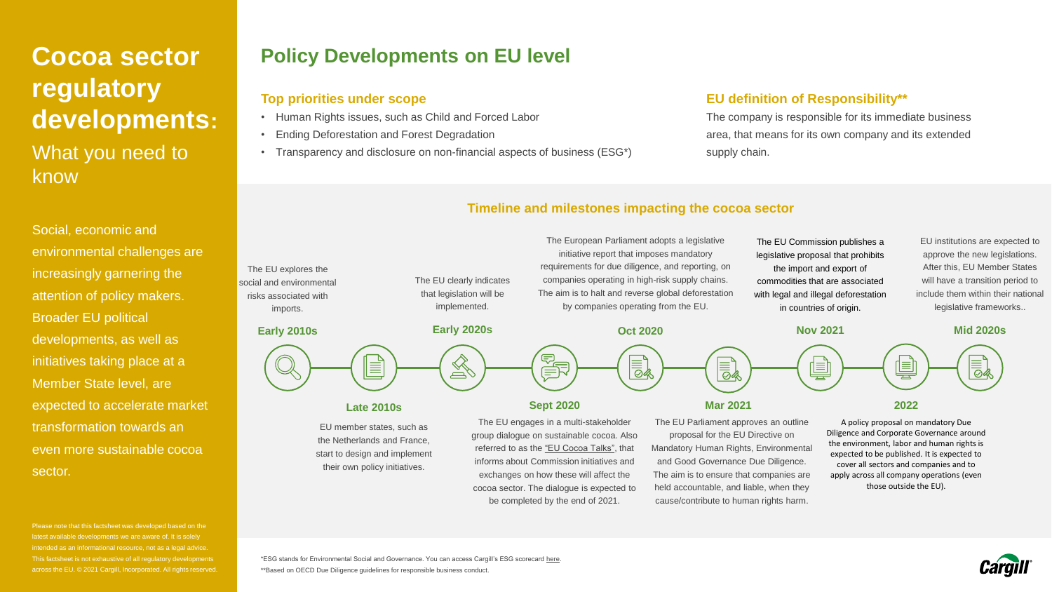# Cocoa sector regulatory developments: What you need to know

Social, economic and environmental challenges are increasingly garnering the attention of policy makers. Broader EU political developments, as well as initiatives taking place at a Member State level, are expected to accelerate market transformation towards an even more sustainable cocoa sector.

Please note that this factsheet was developed based on the latest available developments we are aware of. It is solely intended as an informational resource, not as a legal advice. This factsheet is not exhaustive of all regulatory developments across the EU. © 2021 Cargill, Incorporated. All rights reserved.

## Policy Developments on EU level

### Top priorities under scope

- Human Rights issues, such as Child and Forced Labor
- Ending Deforestation and Forest Degradation
- Transparency and disclosure on non-financial aspects of business (ESG*)

### EU definition of Responsibility**

The company is responsible for its immediate business area, that means for its own company and its extended supply chain.

### Timeline and milestones impacting the cocoa sector

**Early 2010s**
The EU explores the social and environmental risks associated with imports.

**Late 2010s**
EU member states, such as the Netherlands and France, start to design and implement their own policy initiatives.

**Early 2020s**
The EU clearly indicates that legislation will be implemented.

**Sept 2020**
The EU engages in a multi-stakeholder group dialogue on sustainable cocoa. Also referred to as the "EU Cocoa Talks", that informs about Commission initiatives and exchanges on how these will affect the cocoa sector. The dialogue is expected to be completed by the end of 2021.

**Oct 2020**
The European Parliament adopts a legislative initiative report that imposes mandatory requirements for due diligence, and reporting, on companies operating in high-risk supply chains. The aim is to halt and reverse global deforestation by companies operating from the EU.

**Mar 2021**
The EU Parliament approves an outline proposal for the EU Directive on Mandatory Human Rights, Environmental and Good Governance Due Diligence. The aim is to ensure that companies are held accountable, and liable, when they cause/contribute to human rights harm.

**Nov 2021**
The EU Commission publishes a legislative proposal that prohibits the import and export of commodities that are associated with legal and illegal deforestation in countries of origin.

**2022**
A policy proposal on mandatory Due Diligence and Corporate Governance around the environment, labor and human rights is expected to be published. It is expected to cover all sectors and companies and to apply across all company operations (even those outside the EU).

**Mid 2020s**
EU institutions are expected to approve the new legislations. After this, EU Member States will have a transition period to include them within their national legislative frameworks..

*ESG stands for Environmental Social and Governance. You can access Cargill's ESG scorecard here.

**Based on OECD Due Diligence guidelines for responsible business conduct.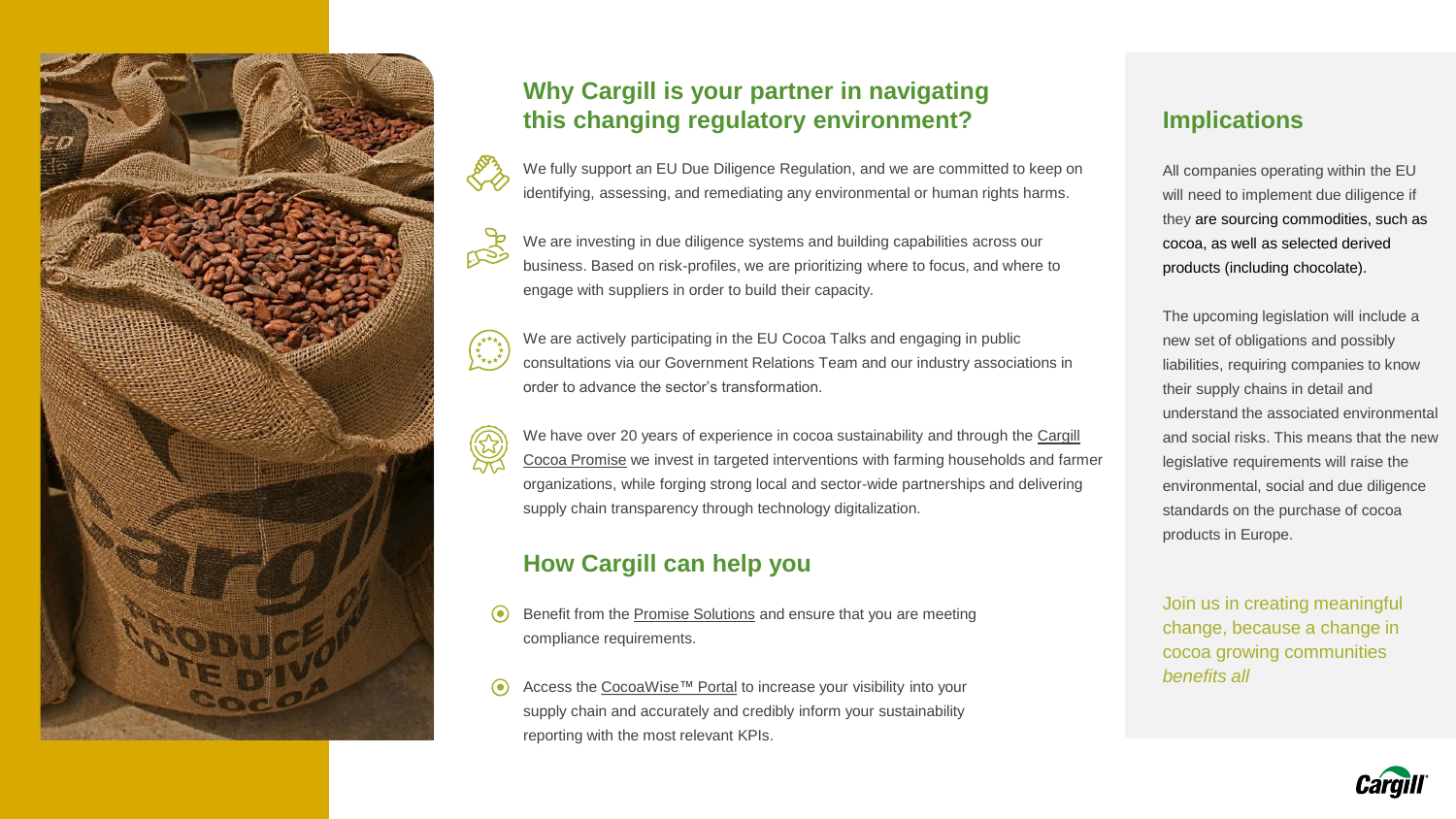## Why Cargill is your partner in navigating this changing regulatory environment?

We fully support an EU Due Diligence Regulation, and we are committed to keep on identifying, assessing, and remediating any environmental or human rights harms.

We are investing in due diligence systems and building capabilities across our business. Based on risk-profiles, we are prioritizing where to focus, and where to engage with suppliers in order to build their capacity.

We are actively participating in the EU Cocoa Talks and engaging in public consultations via our Government Relations Team and our industry associations in order to advance the sector's transformation.

We have over 20 years of experience in cocoa sustainability and through the Cargill Cocoa Promise we invest in targeted interventions with farming households and farmer organizations, while forging strong local and sector-wide partnerships and delivering supply chain transparency through technology digitalization.

## How Cargill can help you

- Benefit from the Promise Solutions and ensure that you are meeting compliance requirements.
- Access the CocoaWise™ Portal to increase your visibility into your supply chain and accurately and credibly inform your sustainability reporting with the most relevant KPIs.

## Implications

All companies operating within the EU will need to implement due diligence if they are sourcing commodities, such as cocoa, as well as selected derived products (including chocolate).

The upcoming legislation will include a new set of obligations and possibly liabilities, requiring companies to know their supply chains in detail and understand the associated environmental and social risks. This means that the new legislative requirements will raise the environmental, social and due diligence standards on the purchase of cocoa products in Europe.

Join us in creating meaningful change, because a change in cocoa growing communities *benefits all*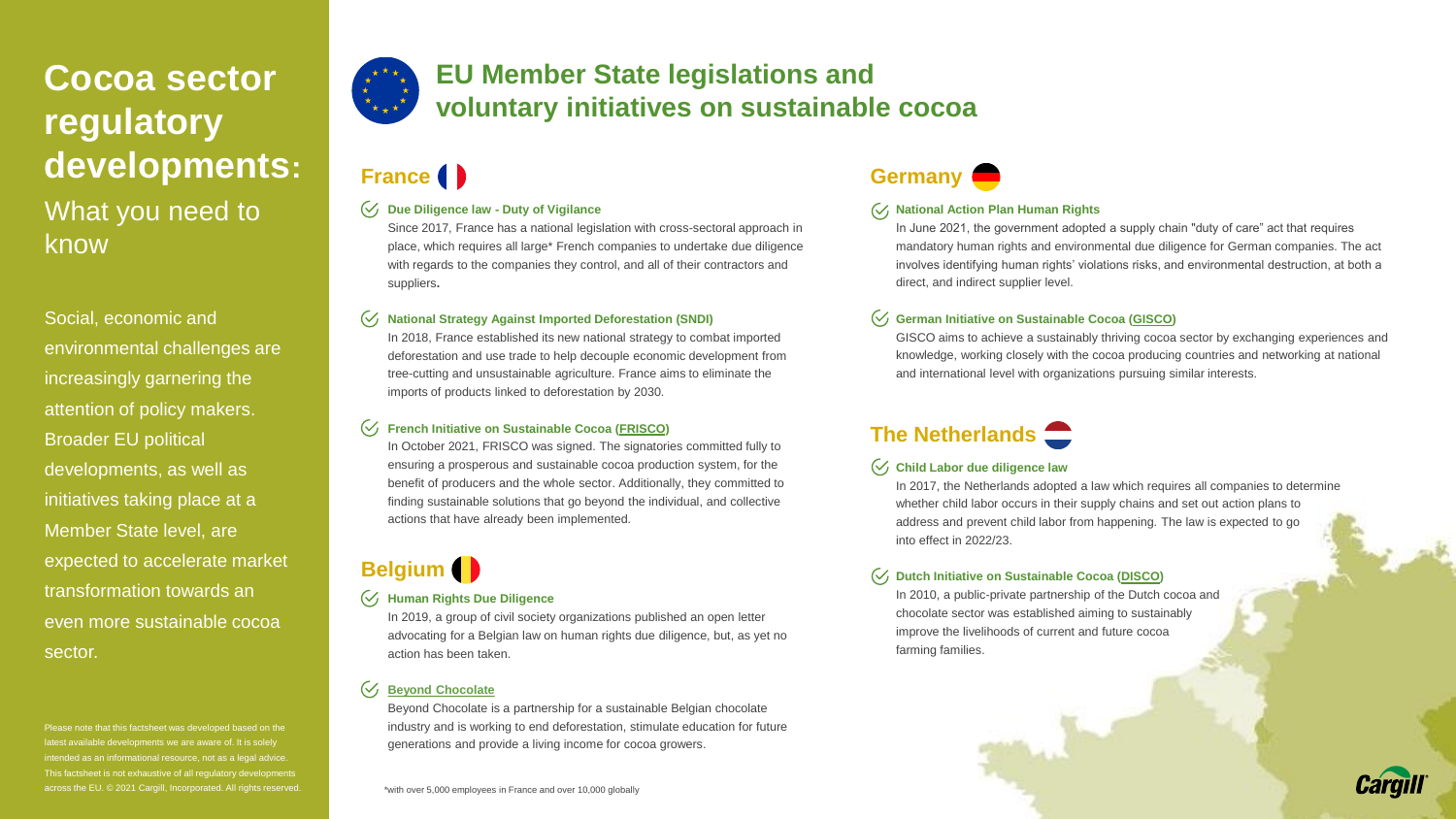# Cocoa sector regulatory developments: What you need to know

Social, economic and environmental challenges are increasingly garnering the attention of policy makers. Broader EU political developments, as well as initiatives taking place at a Member State level, are expected to accelerate market transformation towards an even more sustainable cocoa sector.

Please note that this factsheet was developed based on the latest available developments we are aware of. It is solely intended as an informational resource, not as a legal advice. This factsheet is not exhaustive of all regulatory developments across the EU. © 2021 Cargill, Incorporated. All rights reserved.

## EU Member State legislations and voluntary initiatives on sustainable cocoa

### France

**Due Diligence law - Duty of Vigilance**

Since 2017, France has a national legislation with cross-sectoral approach in place, which requires all large* French companies to undertake due diligence with regards to the companies they control, and all of their contractors and suppliers.

**National Strategy Against Imported Deforestation (SNDI)**

In 2018, France established its new national strategy to combat imported deforestation and use trade to help decouple economic development from tree-cutting and unsustainable agriculture. France aims to eliminate the imports of products linked to deforestation by 2030.

**French Initiative on Sustainable Cocoa (FRISCO)**

In October 2021, FRISCO was signed. The signatories committed fully to ensuring a prosperous and sustainable cocoa production system, for the benefit of producers and the whole sector. Additionally, they committed to finding sustainable solutions that go beyond the individual, and collective actions that have already been implemented.

### Belgium

**Human Rights Due Diligence**

In 2019, a group of civil society organizations published an open letter advocating for a Belgian law on human rights due diligence, but, as yet no action has been taken.

**Beyond Chocolate**

Beyond Chocolate is a partnership for a sustainable Belgian chocolate industry and is working to end deforestation, stimulate education for future generations and provide a living income for cocoa growers.

*with over 5,000 employees in France and over 10,000 globally

### Germany

**National Action Plan Human Rights**

In June 2021, the government adopted a supply chain "duty of care" act that requires mandatory human rights and environmental due diligence for German companies. The act involves identifying human rights' violations risks, and environmental destruction, at both a direct, and indirect supplier level.

**German Initiative on Sustainable Cocoa (GISCO)**

GISCO aims to achieve a sustainably thriving cocoa sector by exchanging experiences and knowledge, working closely with the cocoa producing countries and networking at national and international level with organizations pursuing similar interests.

### The Netherlands

**Child Labor due diligence law**

In 2017, the Netherlands adopted a law which requires all companies to determine whether child labor occurs in their supply chains and set out action plans to address and prevent child labor from happening. The law is expected to go into effect in 2022/23.

**Dutch Initiative on Sustainable Cocoa (DISCO)**

In 2010, a public-private partnership of the Dutch cocoa and chocolate sector was established aiming to sustainably improve the livelihoods of current and future cocoa farming families.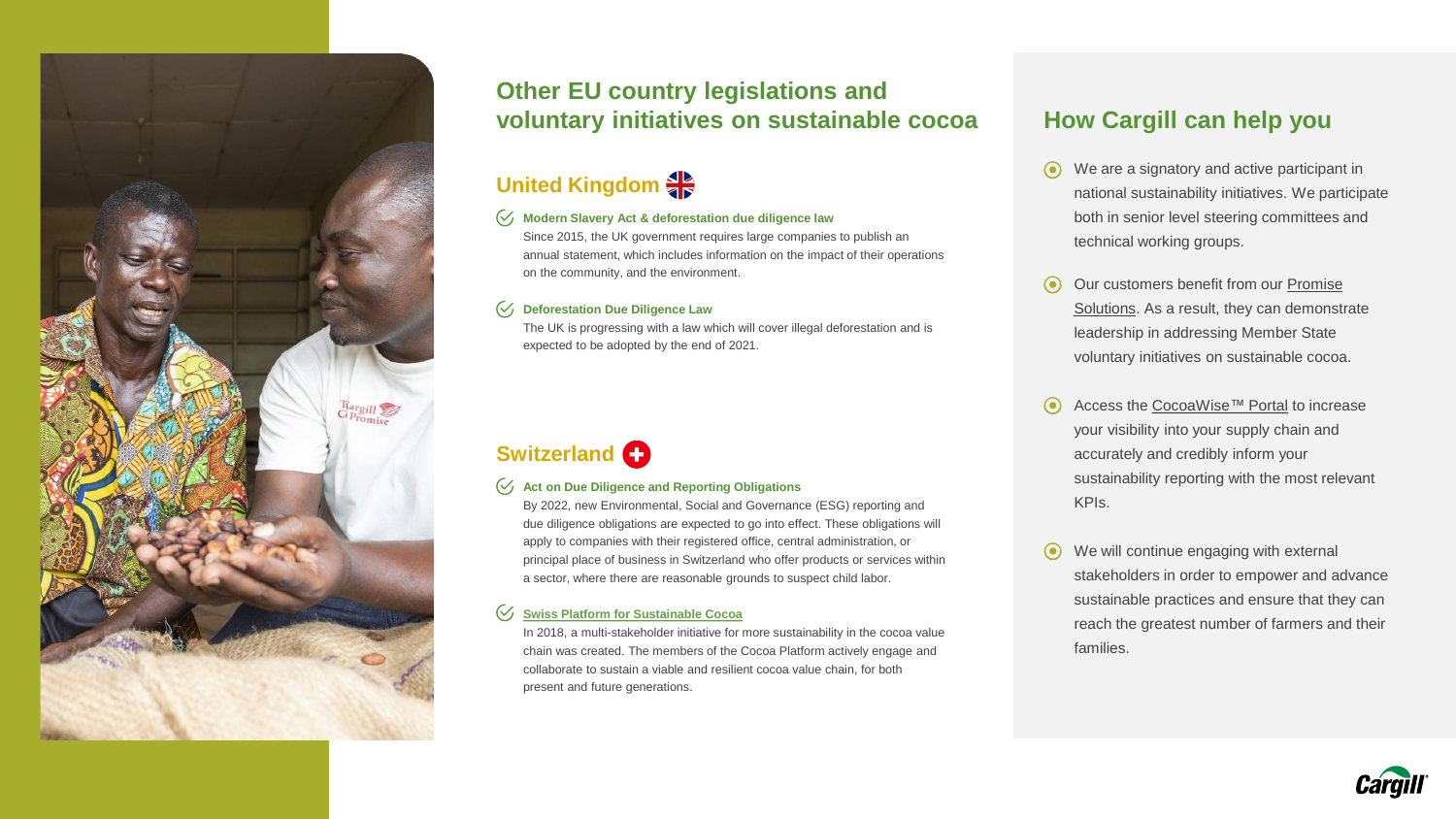## Other EU country legislations and voluntary initiatives on sustainable cocoa

### United Kingdom

**Modern Slavery Act & deforestation due diligence law**

Since 2015, the UK government requires large companies to publish an annual statement, which includes information on the impact of their operations on the community, and the environment.

**Deforestation Due Diligence Law**

The UK is progressing with a law which will cover illegal deforestation and is expected to be adopted by the end of 2021.

### Switzerland

**Act on Due Diligence and Reporting Obligations**

By 2022, new Environmental, Social and Governance (ESG) reporting and due diligence obligations are expected to go into effect. These obligations will apply to companies with their registered office, central administration, or principal place of business in Switzerland who offer products or services within a sector, where there are reasonable grounds to suspect child labor.

**Swiss Platform for Sustainable Cocoa**

In 2018, a multi-stakeholder initiative for more sustainability in the cocoa value chain was created. The members of the Cocoa Platform actively engage and collaborate to sustain a viable and resilient cocoa value chain, for both present and future generations.

## How Cargill can help you

- We are a signatory and active participant in national sustainability initiatives. We participate both in senior level steering committees and technical working groups.
- Our customers benefit from our Promise Solutions. As a result, they can demonstrate leadership in addressing Member State voluntary initiatives on sustainable cocoa.
- Access the CocoaWise™ Portal to increase your visibility into your supply chain and accurately and credibly inform your sustainability reporting with the most relevant KPIs.
- We will continue engaging with external stakeholders in order to empower and advance sustainable practices and ensure that they can reach the greatest number of farmers and their families.